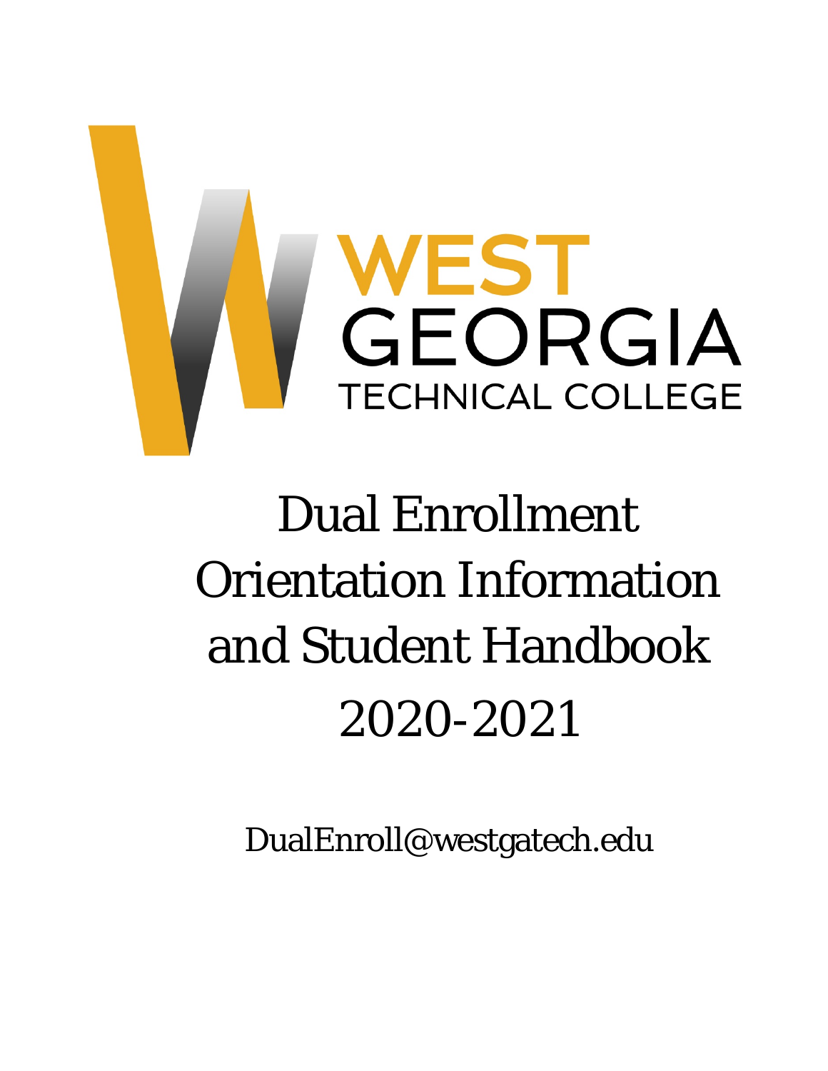WEST GEORGIA TECHNICAL COLLEGE

# Dual Enrollment Orientation Information and Student Handbook 2020-2021

DualEnroll@westgatech.edu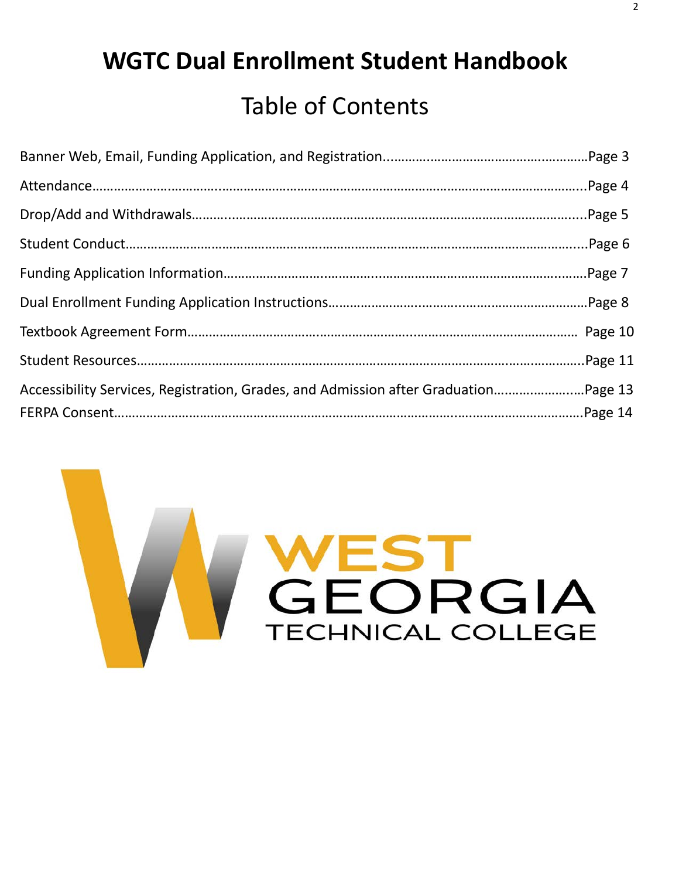# WGTC Dual Enrollment Student Handbook

## Table of Contents

Banner Web, Email, Funding Application, and Registration........................................................Page 3

Attendance......................................................................................................................................Page 4

Drop/Add and Withdrawals..........................................................................................................Page 5

Student Conduct..............................................................................................................................Page 6

Funding Application Information.................................................................................................Page 7

Dual Enrollment Funding Application Instructions......................................................................Page 8

Textbook Agreement Form............................................................................................................Page 10

Student Resources..........................................................................................................................Page 11

Accessibility Services, Registration, Grades, and Admission after Graduation........................Page 13

FERPA Consent...............................................................................................................................Page 14

WEST GEORGIA TECHNICAL COLLEGE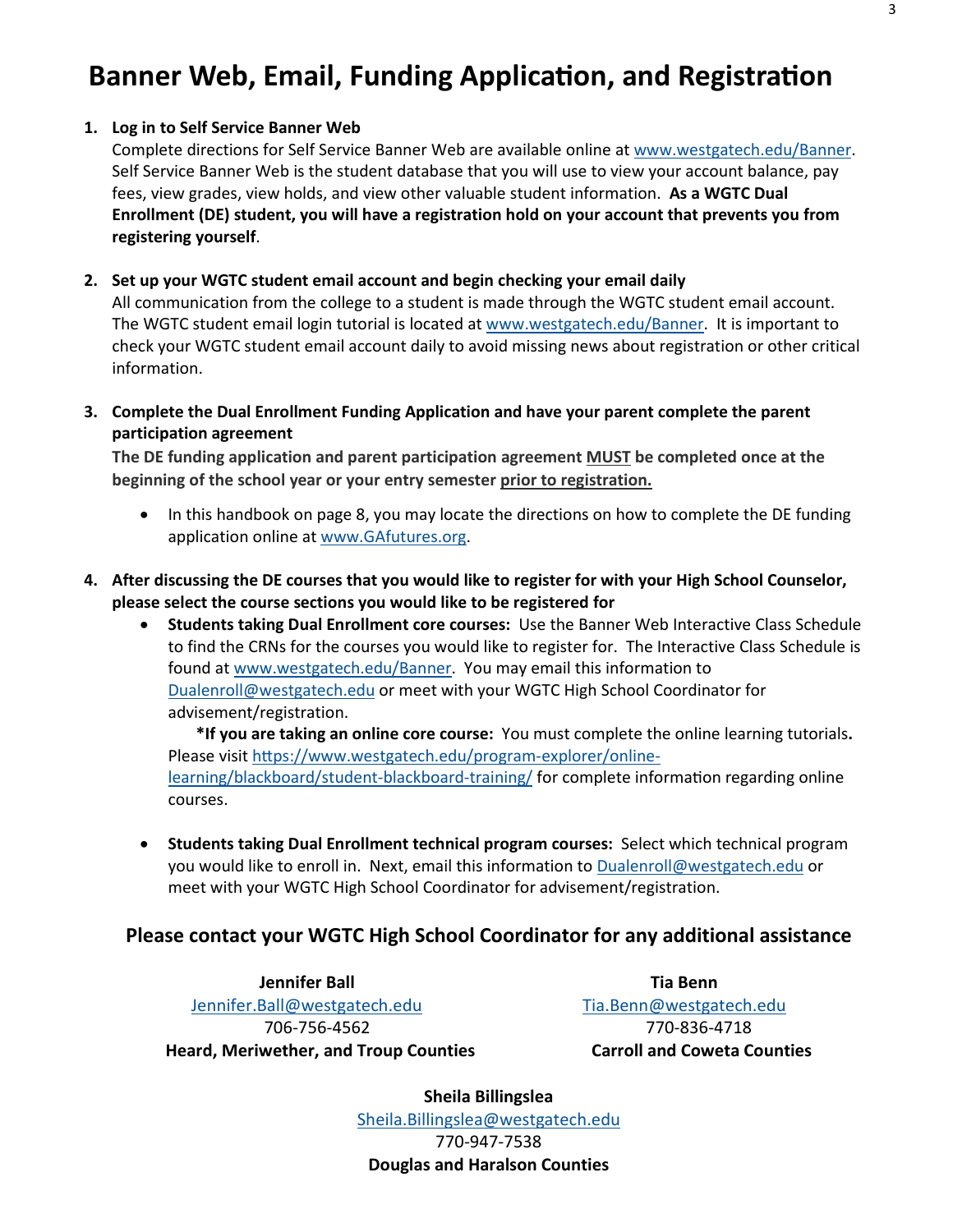# Banner Web, Email, Funding Application, and Registration

1. **Log in to Self Service Banner Web**
   Complete directions for Self Service Banner Web are available online at www.westgatech.edu/Banner. Self Service Banner Web is the student database that you will use to view your account balance, pay fees, view grades, view holds, and view other valuable student information. **As a WGTC Dual Enrollment (DE) student, you will have a registration hold on your account that prevents you from registering yourself**.

2. **Set up your WGTC student email account and begin checking your email daily**
   All communication from the college to a student is made through the WGTC student email account. The WGTC student email login tutorial is located at www.westgatech.edu/Banner. It is important to check your WGTC student email account daily to avoid missing news about registration or other critical information.

3. **Complete the Dual Enrollment Funding Application and have your parent complete the parent participation agreement**
   **The DE funding application and parent participation agreement MUST be completed once at the beginning of the school year or your entry semester prior to registration.**
   - In this handbook on page 8, you may locate the directions on how to complete the DE funding application online at www.GAfutures.org.

4. **After discussing the DE courses that you would like to register for with your High School Counselor, please select the course sections you would like to be registered for**
   - **Students taking Dual Enrollment core courses:** Use the Banner Web Interactive Class Schedule to find the CRNs for the courses you would like to register for. The Interactive Class Schedule is found at www.westgatech.edu/Banner. You may email this information to Dualenroll@westgatech.edu or meet with your WGTC High School Coordinator for advisement/registration.
     **\*If you are taking an online core course:** You must complete the online learning tutorials**.** Please visit https://www.westgatech.edu/program-explorer/online-learning/blackboard/student-blackboard-training/ for complete information regarding online courses.
   - **Students taking Dual Enrollment technical program courses:** Select which technical program you would like to enroll in. Next, email this information to Dualenroll@westgatech.edu or meet with your WGTC High School Coordinator for advisement/registration.

## Please contact your WGTC High School Coordinator for any additional assistance

**Jennifer Ball**
Jennifer.Ball@westgatech.edu
706-756-4562
**Heard, Meriwether, and Troup Counties**

**Tia Benn**
Tia.Benn@westgatech.edu
770-836-4718
**Carroll and Coweta Counties**

**Sheila Billingslea**
Sheila.Billingslea@westgatech.edu
770-947-7538
**Douglas and Haralson Counties**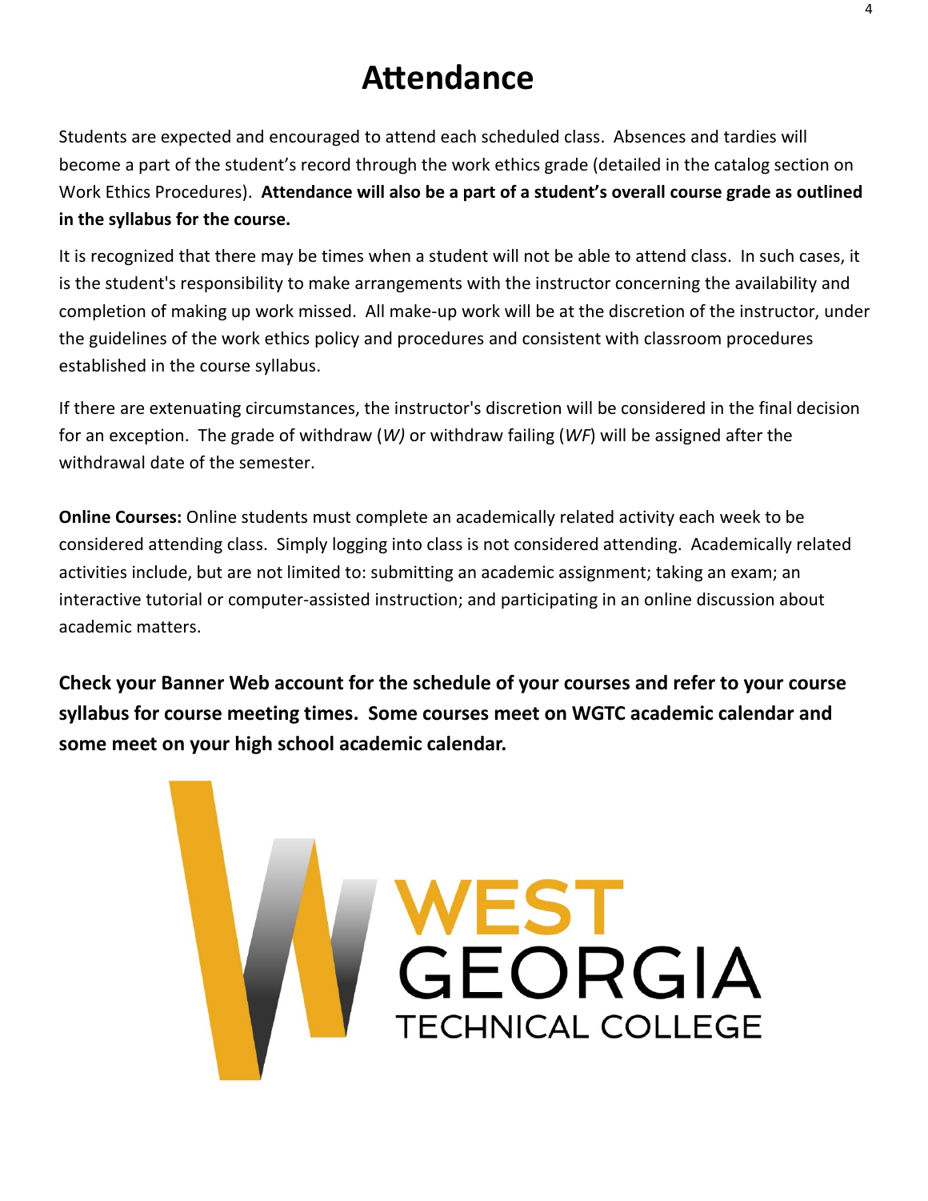# Attendance

Students are expected and encouraged to attend each scheduled class. Absences and tardies will become a part of the student's record through the work ethics grade (detailed in the catalog section on Work Ethics Procedures). **Attendance will also be a part of a student's overall course grade as outlined in the syllabus for the course.**

It is recognized that there may be times when a student will not be able to attend class. In such cases, it is the student's responsibility to make arrangements with the instructor concerning the availability and completion of making up work missed. All make-up work will be at the discretion of the instructor, under the guidelines of the work ethics policy and procedures and consistent with classroom procedures established in the course syllabus.

If there are extenuating circumstances, the instructor's discretion will be considered in the final decision for an exception. The grade of withdraw (*W)* or withdraw failing (*WF*) will be assigned after the withdrawal date of the semester.

**Online Courses:** Online students must complete an academically related activity each week to be considered attending class. Simply logging into class is not considered attending. Academically related activities include, but are not limited to: submitting an academic assignment; taking an exam; an interactive tutorial or computer-assisted instruction; and participating in an online discussion about academic matters.

**Check your Banner Web account for the schedule of your courses and refer to your course syllabus for course meeting times. Some courses meet on WGTC academic calendar and some meet on your high school academic calendar.**

WEST GEORGIA TECHNICAL COLLEGE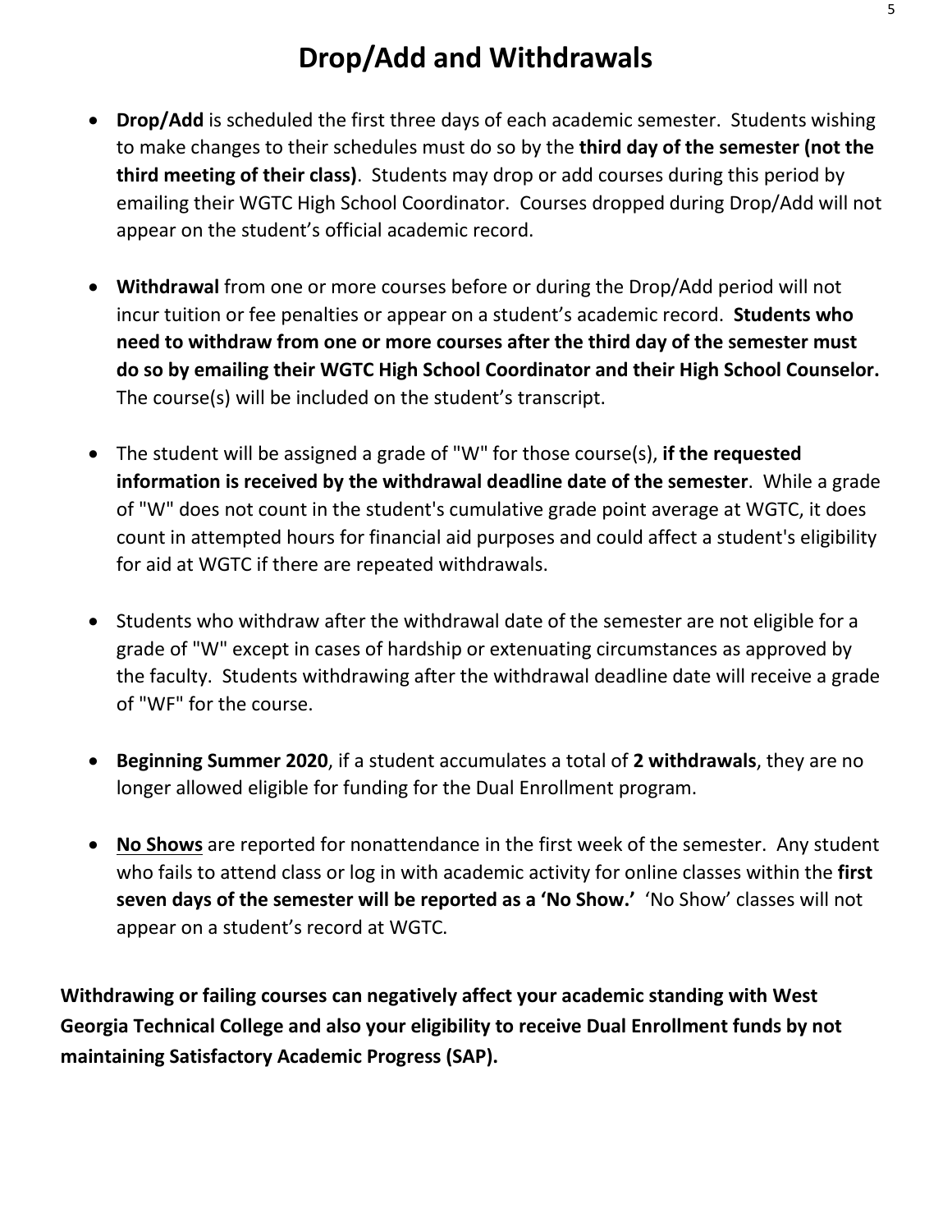# Drop/Add and Withdrawals

- **Drop/Add** is scheduled the first three days of each academic semester. Students wishing to make changes to their schedules must do so by the **third day of the semester (not the third meeting of their class)**. Students may drop or add courses during this period by emailing their WGTC High School Coordinator. Courses dropped during Drop/Add will not appear on the student's official academic record.

- **Withdrawal** from one or more courses before or during the Drop/Add period will not incur tuition or fee penalties or appear on a student's academic record. **Students who need to withdraw from one or more courses after the third day of the semester must do so by emailing their WGTC High School Coordinator and their High School Counselor.** The course(s) will be included on the student's transcript.

- The student will be assigned a grade of "W" for those course(s), **if the requested information is received by the withdrawal deadline date of the semester**. While a grade of "W" does not count in the student's cumulative grade point average at WGTC, it does count in attempted hours for financial aid purposes and could affect a student's eligibility for aid at WGTC if there are repeated withdrawals.

- Students who withdraw after the withdrawal date of the semester are not eligible for a grade of "W" except in cases of hardship or extenuating circumstances as approved by the faculty. Students withdrawing after the withdrawal deadline date will receive a grade of "WF" for the course.

- **Beginning Summer 2020**, if a student accumulates a total of **2 withdrawals**, they are no longer allowed eligible for funding for the Dual Enrollment program.

- **No Shows** are reported for nonattendance in the first week of the semester. Any student who fails to attend class or log in with academic activity for online classes within the **first seven days of the semester will be reported as a 'No Show.'** 'No Show' classes will not appear on a student's record at WGTC.

**Withdrawing or failing courses can negatively affect your academic standing with West Georgia Technical College and also your eligibility to receive Dual Enrollment funds by not maintaining Satisfactory Academic Progress (SAP).**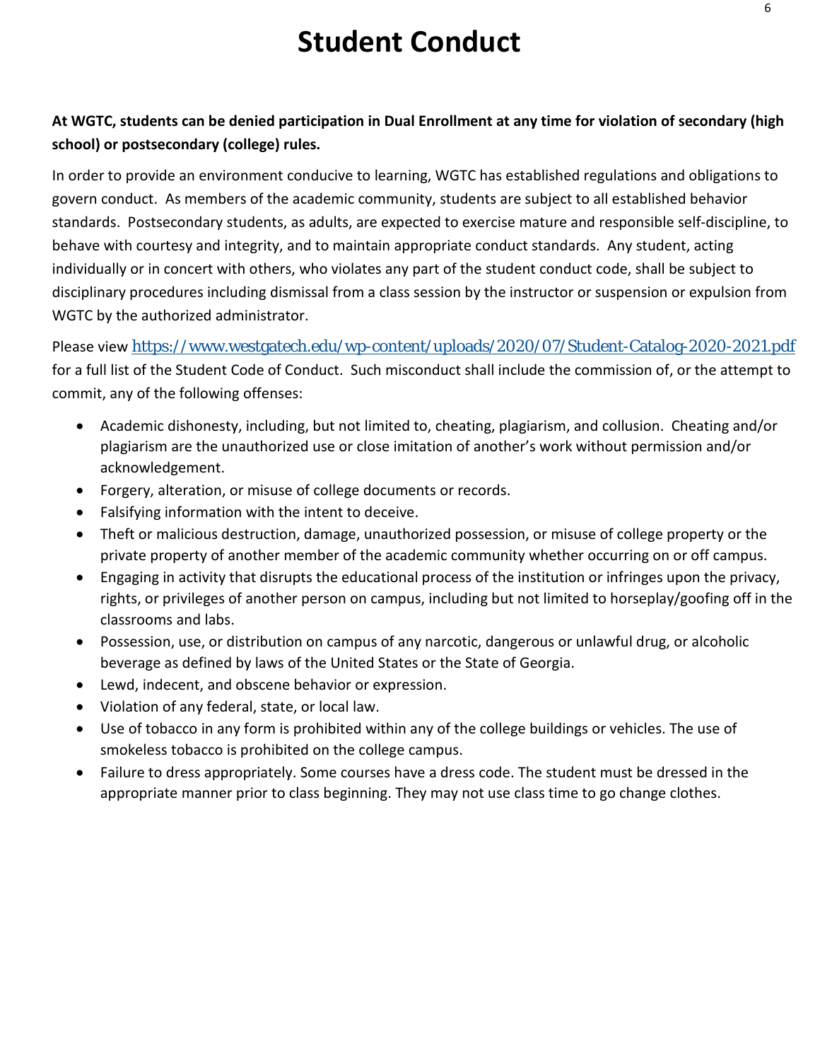# Student Conduct

**At WGTC, students can be denied participation in Dual Enrollment at any time for violation of secondary (high school) or postsecondary (college) rules.**

In order to provide an environment conducive to learning, WGTC has established regulations and obligations to govern conduct. As members of the academic community, students are subject to all established behavior standards. Postsecondary students, as adults, are expected to exercise mature and responsible self-discipline, to behave with courtesy and integrity, and to maintain appropriate conduct standards. Any student, acting individually or in concert with others, who violates any part of the student conduct code, shall be subject to disciplinary procedures including dismissal from a class session by the instructor or suspension or expulsion from WGTC by the authorized administrator.

Please view https://www.westgatech.edu/wp-content/uploads/2020/07/Student-Catalog-2020-2021.pdf for a full list of the Student Code of Conduct. Such misconduct shall include the commission of, or the attempt to commit, any of the following offenses:

- Academic dishonesty, including, but not limited to, cheating, plagiarism, and collusion. Cheating and/or plagiarism are the unauthorized use or close imitation of another's work without permission and/or acknowledgement.
- Forgery, alteration, or misuse of college documents or records.
- Falsifying information with the intent to deceive.
- Theft or malicious destruction, damage, unauthorized possession, or misuse of college property or the private property of another member of the academic community whether occurring on or off campus.
- Engaging in activity that disrupts the educational process of the institution or infringes upon the privacy, rights, or privileges of another person on campus, including but not limited to horseplay/goofing off in the classrooms and labs.
- Possession, use, or distribution on campus of any narcotic, dangerous or unlawful drug, or alcoholic beverage as defined by laws of the United States or the State of Georgia.
- Lewd, indecent, and obscene behavior or expression.
- Violation of any federal, state, or local law.
- Use of tobacco in any form is prohibited within any of the college buildings or vehicles. The use of smokeless tobacco is prohibited on the college campus.
- Failure to dress appropriately. Some courses have a dress code. The student must be dressed in the appropriate manner prior to class beginning. They may not use class time to go change clothes.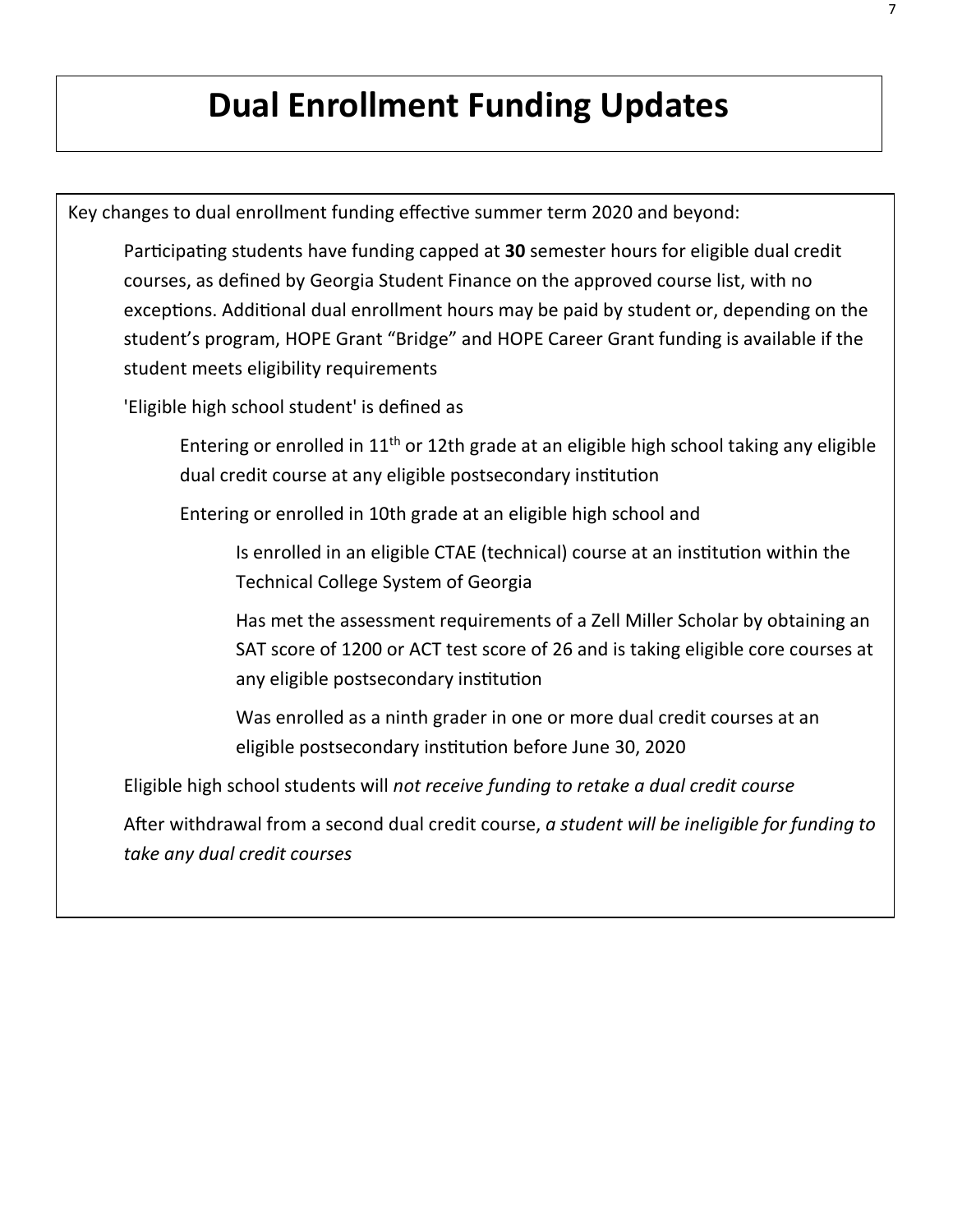# Dual Enrollment Funding Updates

Key changes to dual enrollment funding effective summer term 2020 and beyond:

- Participating students have funding capped at **30** semester hours for eligible dual credit courses, as defined by Georgia Student Finance on the approved course list, with no exceptions. Additional dual enrollment hours may be paid by student or, depending on the student's program, HOPE Grant "Bridge" and HOPE Career Grant funding is available if the student meets eligibility requirements
- 'Eligible high school student' is defined as
  - Entering or enrolled in 11th or 12th grade at an eligible high school taking any eligible dual credit course at any eligible postsecondary institution
  - Entering or enrolled in 10th grade at an eligible high school and
    - Is enrolled in an eligible CTAE (technical) course at an institution within the Technical College System of Georgia
    - Has met the assessment requirements of a Zell Miller Scholar by obtaining an SAT score of 1200 or ACT test score of 26 and is taking eligible core courses at any eligible postsecondary institution
    - Was enrolled as a ninth grader in one or more dual credit courses at an eligible postsecondary institution before June 30, 2020
- Eligible high school students will *not receive funding to retake a dual credit course*
- After withdrawal from a second dual credit course, *a student will be ineligible for funding to take any dual credit courses*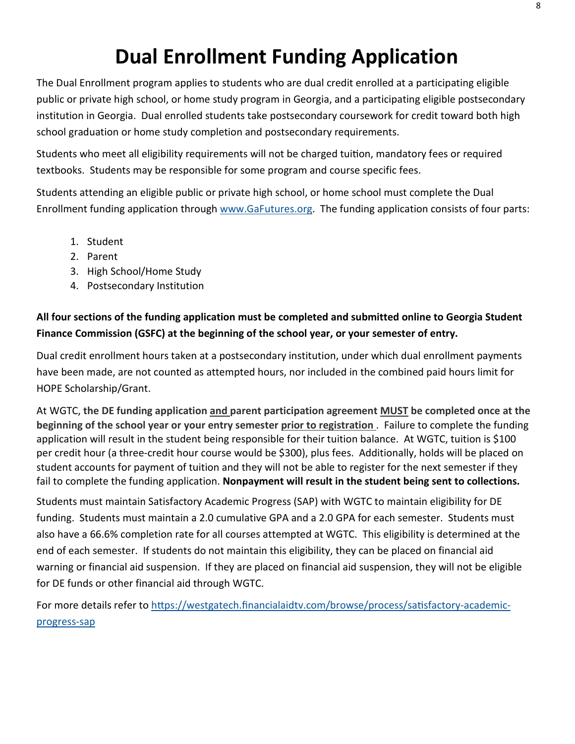# Dual Enrollment Funding Application

The Dual Enrollment program applies to students who are dual credit enrolled at a participating eligible public or private high school, or home study program in Georgia, and a participating eligible postsecondary institution in Georgia. Dual enrolled students take postsecondary coursework for credit toward both high school graduation or home study completion and postsecondary requirements.

Students who meet all eligibility requirements will not be charged tuition, mandatory fees or required textbooks. Students may be responsible for some program and course specific fees.

Students attending an eligible public or private high school, or home school must complete the Dual Enrollment funding application through [www.GaFutures.org](http://www.GaFutures.org). The funding application consists of four parts:

1. Student
2. Parent
3. High School/Home Study
4. Postsecondary Institution

**All four sections of the funding application must be completed and submitted online to Georgia Student Finance Commission (GSFC) at the beginning of the school year, or your semester of entry.**

Dual credit enrollment hours taken at a postsecondary institution, under which dual enrollment payments have been made, are not counted as attempted hours, nor included in the combined paid hours limit for HOPE Scholarship/Grant.

At WGTC, **the DE funding application and parent participation agreement MUST be completed once at the beginning of the school year or your entry semester prior to registration**. Failure to complete the funding application will result in the student being responsible for their tuition balance. At WGTC, tuition is $100 per credit hour (a three-credit hour course would be $300), plus fees. Additionally, holds will be placed on student accounts for payment of tuition and they will not be able to register for the next semester if they fail to complete the funding application. **Nonpayment will result in the student being sent to collections.**

Students must maintain Satisfactory Academic Progress (SAP) with WGTC to maintain eligibility for DE funding. Students must maintain a 2.0 cumulative GPA and a 2.0 GPA for each semester. Students must also have a 66.6% completion rate for all courses attempted at WGTC. This eligibility is determined at the end of each semester. If students do not maintain this eligibility, they can be placed on financial aid warning or financial aid suspension. If they are placed on financial aid suspension, they will not be eligible for DE funds or other financial aid through WGTC.

For more details refer to [https://westgatech.financialaidtv.com/browse/process/satisfactory-academic-progress-sap](https://westgatech.financialaidtv.com/browse/process/satisfactory-academic-progress-sap)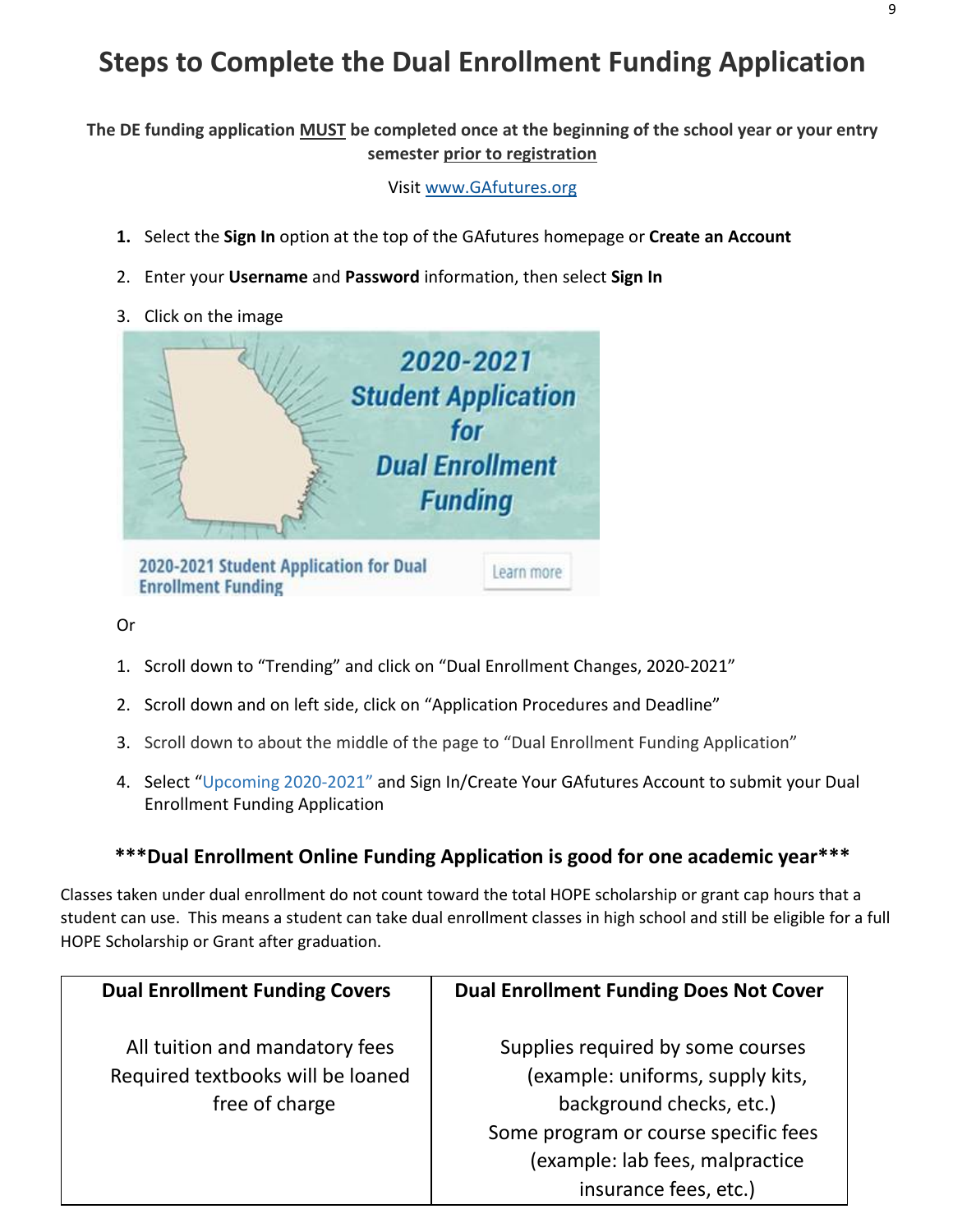# Steps to Complete the Dual Enrollment Funding Application

**The DE funding application MUST be completed once at the beginning of the school year or your entry semester prior to registration**

Visit www.GAfutures.org

1. Select the **Sign In** option at the top of the GAfutures homepage or **Create an Account**
2. Enter your **Username** and **Password** information, then select **Sign In**
3. Click on the image

2020-2021 Student Application for Dual Enrollment Funding

2020-2021 Student Application for Dual Enrollment Funding Learn more

Or

1. Scroll down to "Trending" and click on "Dual Enrollment Changes, 2020-2021"
2. Scroll down and on left side, click on "Application Procedures and Deadline"
3. Scroll down to about the middle of the page to "Dual Enrollment Funding Application"
4. Select "Upcoming 2020-2021" and Sign In/Create Your GAfutures Account to submit your Dual Enrollment Funding Application

### ***Dual Enrollment Online Funding Application is good for one academic year***

Classes taken under dual enrollment do not count toward the total HOPE scholarship or grant cap hours that a student can use. This means a student can take dual enrollment classes in high school and still be eligible for a full HOPE Scholarship or Grant after graduation.

| Dual Enrollment Funding Covers | Dual Enrollment Funding Does Not Cover |
|---|---|
| All tuition and mandatory fees<br>Required textbooks will be loaned free of charge | Supplies required by some courses (example: uniforms, supply kits, background checks, etc.)<br>Some program or course specific fees (example: lab fees, malpractice insurance fees, etc.) |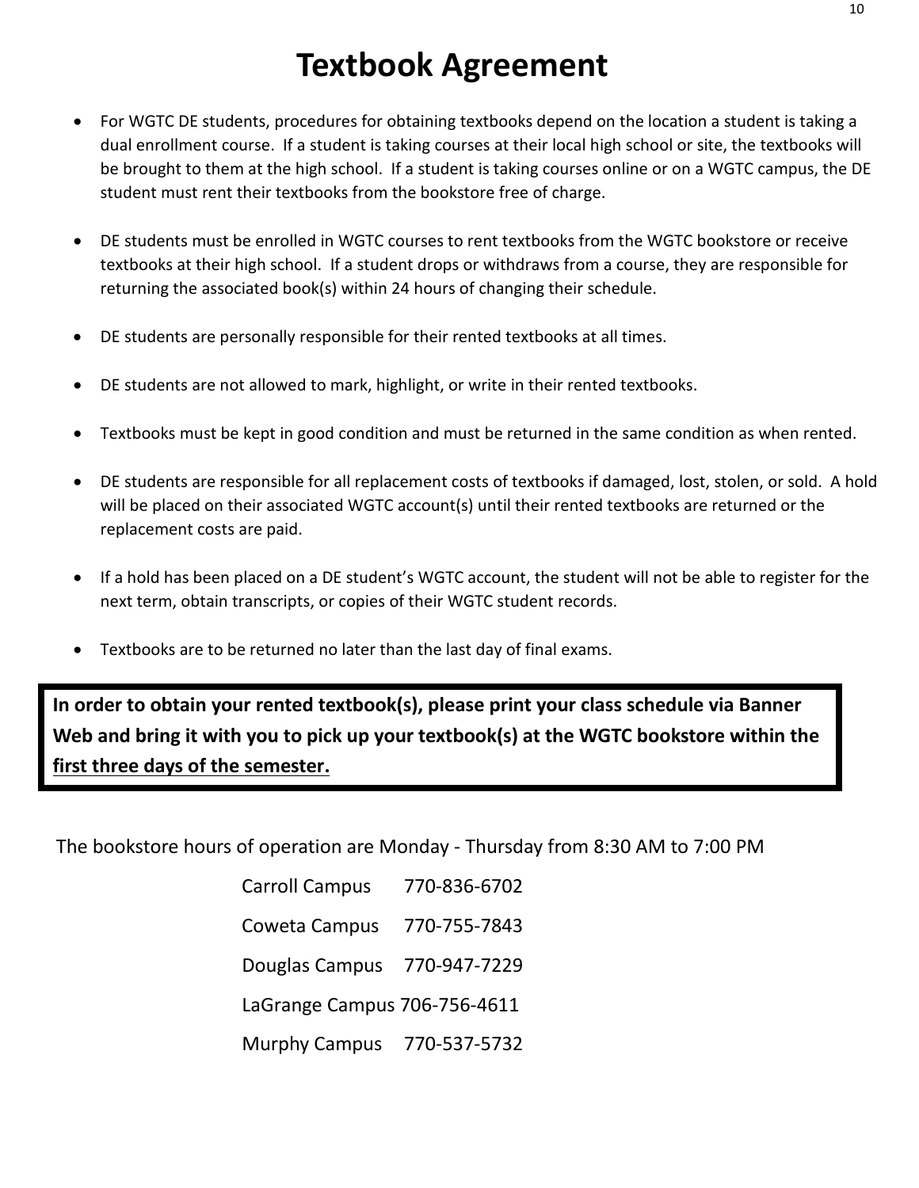# Textbook Agreement

- For WGTC DE students, procedures for obtaining textbooks depend on the location a student is taking a dual enrollment course. If a student is taking courses at their local high school or site, the textbooks will be brought to them at the high school. If a student is taking courses online or on a WGTC campus, the DE student must rent their textbooks from the bookstore free of charge.
- DE students must be enrolled in WGTC courses to rent textbooks from the WGTC bookstore or receive textbooks at their high school. If a student drops or withdraws from a course, they are responsible for returning the associated book(s) within 24 hours of changing their schedule.
- DE students are personally responsible for their rented textbooks at all times.
- DE students are not allowed to mark, highlight, or write in their rented textbooks.
- Textbooks must be kept in good condition and must be returned in the same condition as when rented.
- DE students are responsible for all replacement costs of textbooks if damaged, lost, stolen, or sold. A hold will be placed on their associated WGTC account(s) until their rented textbooks are returned or the replacement costs are paid.
- If a hold has been placed on a DE student's WGTC account, the student will not be able to register for the next term, obtain transcripts, or copies of their WGTC student records.
- Textbooks are to be returned no later than the last day of final exams.

**In order to obtain your rented textbook(s), please print your class schedule via Banner Web and bring it with you to pick up your textbook(s) at the WGTC bookstore within the <u>first three days of the semester.</u>**

The bookstore hours of operation are Monday - Thursday from 8:30 AM to 7:00 PM

Carroll Campus 770-836-6702

Coweta Campus 770-755-7843

Douglas Campus 770-947-7229

LaGrange Campus 706-756-4611

Murphy Campus 770-537-5732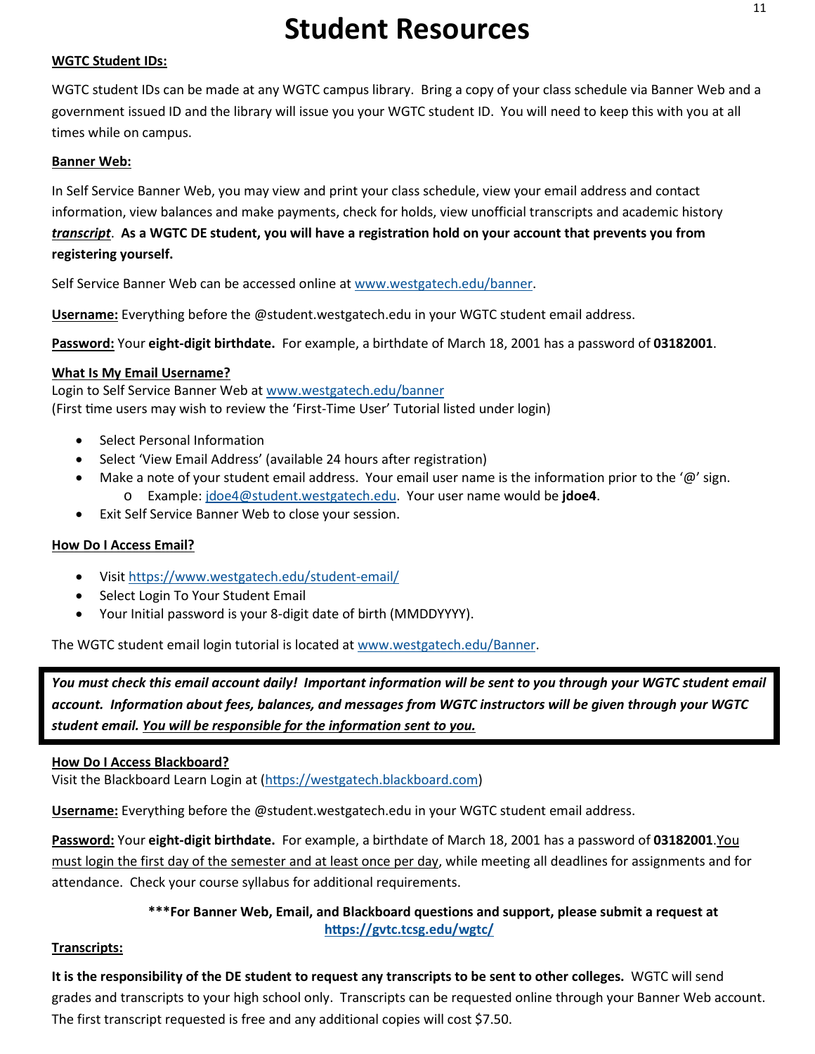# Student Resources

**WGTC Student IDs:**

WGTC student IDs can be made at any WGTC campus library. Bring a copy of your class schedule via Banner Web and a government issued ID and the library will issue you your WGTC student ID. You will need to keep this with you at all times while on campus.

**Banner Web:**

In Self Service Banner Web, you may view and print your class schedule, view your email address and contact information, view balances and make payments, check for holds, view unofficial transcripts and academic history ***transcript***. **As a WGTC DE student, you will have a registration hold on your account that prevents you from registering yourself.**

Self Service Banner Web can be accessed online at [www.westgatech.edu/banner](http://www.westgatech.edu/banner).

**Username:** Everything before the @student.westgatech.edu in your WGTC student email address.

**Password:** Your **eight-digit birthdate.** For example, a birthdate of March 18, 2001 has a password of **03182001**.

**What Is My Email Username?**
Login to Self Service Banner Web at [www.westgatech.edu/banner](http://www.westgatech.edu/banner)
(First time users may wish to review the 'First-Time User' Tutorial listed under login)

- Select Personal Information
- Select 'View Email Address' (available 24 hours after registration)
- Make a note of your student email address. Your email user name is the information prior to the '@' sign.
  - Example: jdoe4@student.westgatech.edu. Your user name would be **jdoe4**.
- Exit Self Service Banner Web to close your session.

**How Do I Access Email?**

- Visit [https://www.westgatech.edu/student-email/](https://www.westgatech.edu/student-email/)
- Select Login To Your Student Email
- Your Initial password is your 8-digit date of birth (MMDDYYYY).

The WGTC student email login tutorial is located at [www.westgatech.edu/Banner](http://www.westgatech.edu/Banner).

> ***You must check this email account daily! Important information will be sent to you through your WGTC student email account. Information about fees, balances, and messages from WGTC instructors will be given through your WGTC student email. You will be responsible for the information sent to you.***

**How Do I Access Blackboard?**
Visit the Blackboard Learn Login at ([https://westgatech.blackboard.com](https://westgatech.blackboard.com))

**Username:** Everything before the @student.westgatech.edu in your WGTC student email address.

**Password:** Your **eight-digit birthdate.** For example, a birthdate of March 18, 2001 has a password of **03182001**. You must login the first day of the semester and at least once per day, while meeting all deadlines for assignments and for attendance. Check your course syllabus for additional requirements.

**\*\*\*For Banner Web, Email, and Blackboard questions and support, please submit a request at [https://gvtc.tcsg.edu/wgtc/](https://gvtc.tcsg.edu/wgtc/)**

**Transcripts:**

**It is the responsibility of the DE student to request any transcripts to be sent to other colleges.** WGTC will send grades and transcripts to your high school only. Transcripts can be requested online through your Banner Web account. The first transcript requested is free and any additional copies will cost $7.50.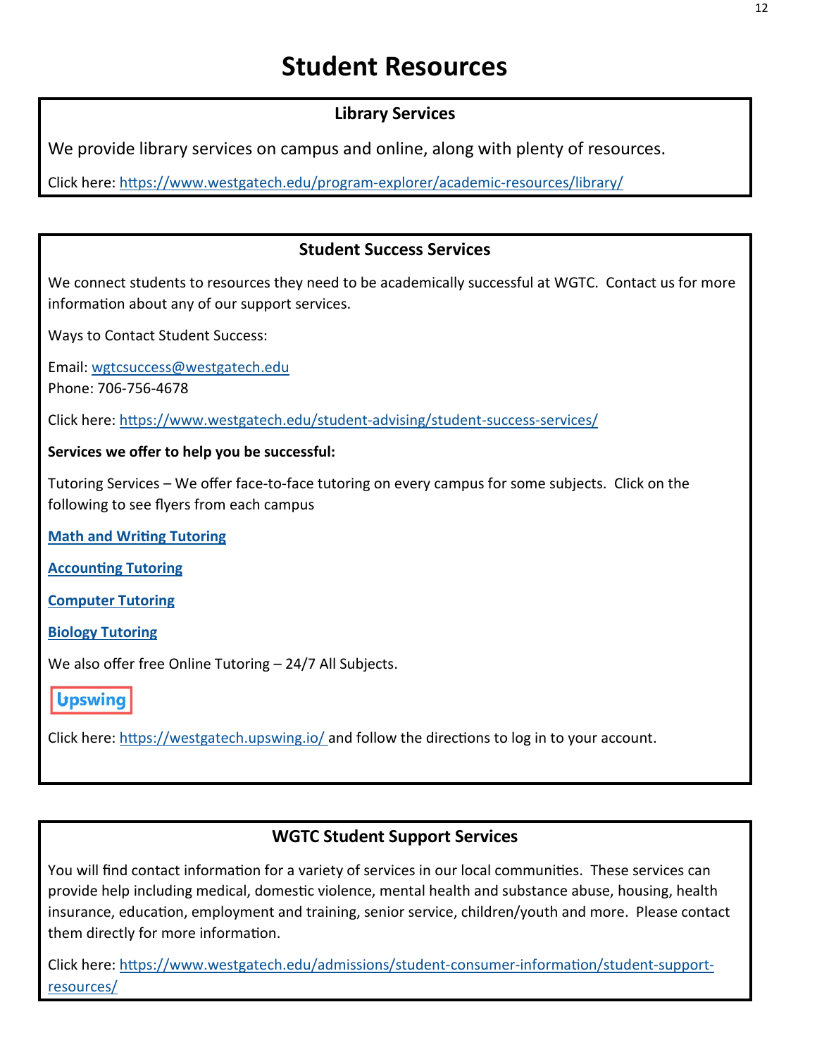# Student Resources

## Library Services

We provide library services on campus and online, along with plenty of resources.

Click here: https://www.westgatech.edu/program-explorer/academic-resources/library/

## Student Success Services

We connect students to resources they need to be academically successful at WGTC. Contact us for more information about any of our support services.

Ways to Contact Student Success:

Email: wgtcsuccess@westgatech.edu
Phone: 706-756-4678

Click here: https://www.westgatech.edu/student-advising/student-success-services/

**Services we offer to help you be successful:**

Tutoring Services – We offer face-to-face tutoring on every campus for some subjects. Click on the following to see flyers from each campus

**Math and Writing Tutoring**

**Accounting Tutoring**

**Computer Tutoring**

**Biology Tutoring**

We also offer free Online Tutoring – 24/7 All Subjects.

Upswing

Click here: https://westgatech.upswing.io/ and follow the directions to log in to your account.

## WGTC Student Support Services

You will find contact information for a variety of services in our local communities. These services can provide help including medical, domestic violence, mental health and substance abuse, housing, health insurance, education, employment and training, senior service, children/youth and more. Please contact them directly for more information.

Click here: https://www.westgatech.edu/admissions/student-consumer-information/student-support-resources/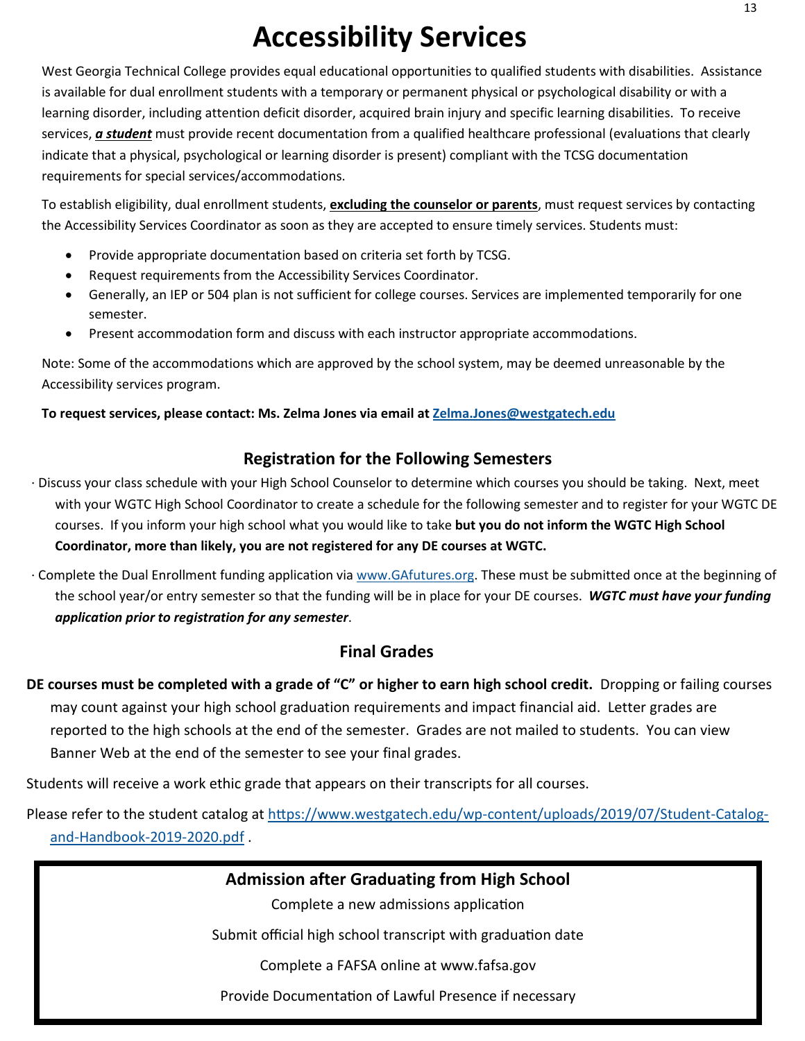# Accessibility Services

West Georgia Technical College provides equal educational opportunities to qualified students with disabilities. Assistance is available for dual enrollment students with a temporary or permanent physical or psychological disability or with a learning disorder, including attention deficit disorder, acquired brain injury and specific learning disabilities. To receive services, ***a student*** must provide recent documentation from a qualified healthcare professional (evaluations that clearly indicate that a physical, psychological or learning disorder is present) compliant with the TCSG documentation requirements for special services/accommodations.

To establish eligibility, dual enrollment students, **excluding the counselor or parents**, must request services by contacting the Accessibility Services Coordinator as soon as they are accepted to ensure timely services. Students must:

- Provide appropriate documentation based on criteria set forth by TCSG.
- Request requirements from the Accessibility Services Coordinator.
- Generally, an IEP or 504 plan is not sufficient for college courses. Services are implemented temporarily for one semester.
- Present accommodation form and discuss with each instructor appropriate accommodations.

Note: Some of the accommodations which are approved by the school system, may be deemed unreasonable by the Accessibility services program.

**To request services, please contact: Ms. Zelma Jones via email at Zelma.Jones@westgatech.edu**

## Registration for the Following Semesters

· Discuss your class schedule with your High School Counselor to determine which courses you should be taking. Next, meet with your WGTC High School Coordinator to create a schedule for the following semester and to register for your WGTC DE courses. If you inform your high school what you would like to take **but you do not inform the WGTC High School Coordinator, more than likely, you are not registered for any DE courses at WGTC.**

· Complete the Dual Enrollment funding application via www.GAfutures.org. These must be submitted once at the beginning of the school year/or entry semester so that the funding will be in place for your DE courses. ***WGTC must have your funding application prior to registration for any semester***.

## Final Grades

**DE courses must be completed with a grade of "C" or higher to earn high school credit.** Dropping or failing courses may count against your high school graduation requirements and impact financial aid. Letter grades are reported to the high schools at the end of the semester. Grades are not mailed to students. You can view Banner Web at the end of the semester to see your final grades.

Students will receive a work ethic grade that appears on their transcripts for all courses.

Please refer to the student catalog at https://www.westgatech.edu/wp-content/uploads/2019/07/Student-Catalog-and-Handbook-2019-2020.pdf .

## Admission after Graduating from High School

Complete a new admissions application

Submit official high school transcript with graduation date

Complete a FAFSA online at www.fafsa.gov

Provide Documentation of Lawful Presence if necessary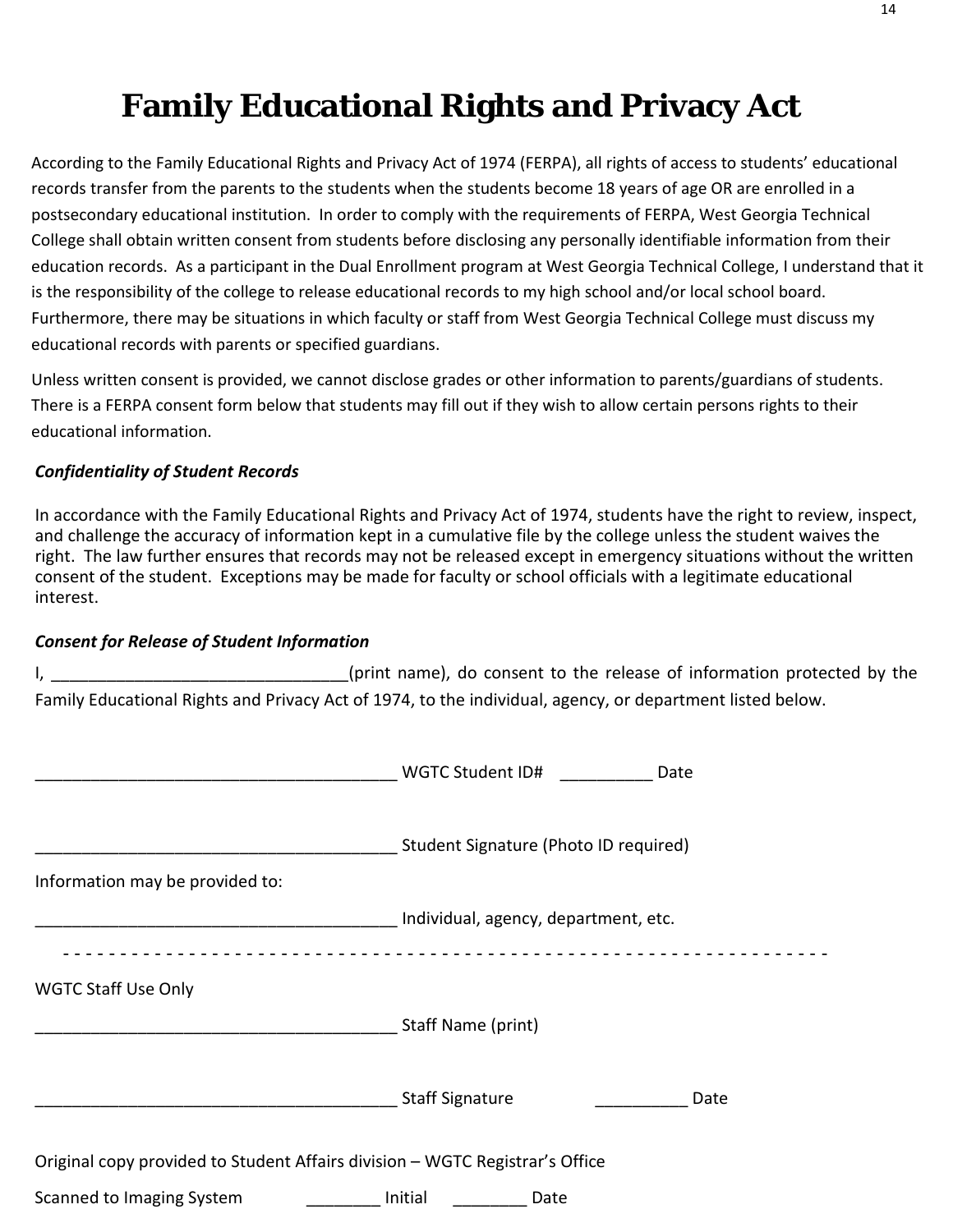# Family Educational Rights and Privacy Act

According to the Family Educational Rights and Privacy Act of 1974 (FERPA), all rights of access to students' educational records transfer from the parents to the students when the students become 18 years of age OR are enrolled in a postsecondary educational institution. In order to comply with the requirements of FERPA, West Georgia Technical College shall obtain written consent from students before disclosing any personally identifiable information from their education records. As a participant in the Dual Enrollment program at West Georgia Technical College, I understand that it is the responsibility of the college to release educational records to my high school and/or local school board. Furthermore, there may be situations in which faculty or staff from West Georgia Technical College must discuss my educational records with parents or specified guardians.

Unless written consent is provided, we cannot disclose grades or other information to parents/guardians of students. There is a FERPA consent form below that students may fill out if they wish to allow certain persons rights to their educational information.

***Confidentiality of Student Records***

In accordance with the Family Educational Rights and Privacy Act of 1974, students have the right to review, inspect, and challenge the accuracy of information kept in a cumulative file by the college unless the student waives the right. The law further ensures that records may not be released except in emergency situations without the written consent of the student. Exceptions may be made for faculty or school officials with a legitimate educational interest.

***Consent for Release of Student Information***

I, ________________________________(print name), do consent to the release of information protected by the Family Educational Rights and Privacy Act of 1974, to the individual, agency, or department listed below.

________________________________________ WGTC Student ID# __________ Date

________________________________________ Student Signature (Photo ID required)

Information may be provided to:

________________________________________ Individual, agency, department, etc.

- - - - - - - - - - - - - - - - - - - - - - - - - - - - - - - - - - - - - - - - - - - - - - - - - - - - - - - - - - - - - - - -

WGTC Staff Use Only

________________________________________ Staff Name (print)

________________________________________ Staff Signature __________ Date

Original copy provided to Student Affairs division – WGTC Registrar's Office

Scanned to Imaging System ________ Initial ________ Date